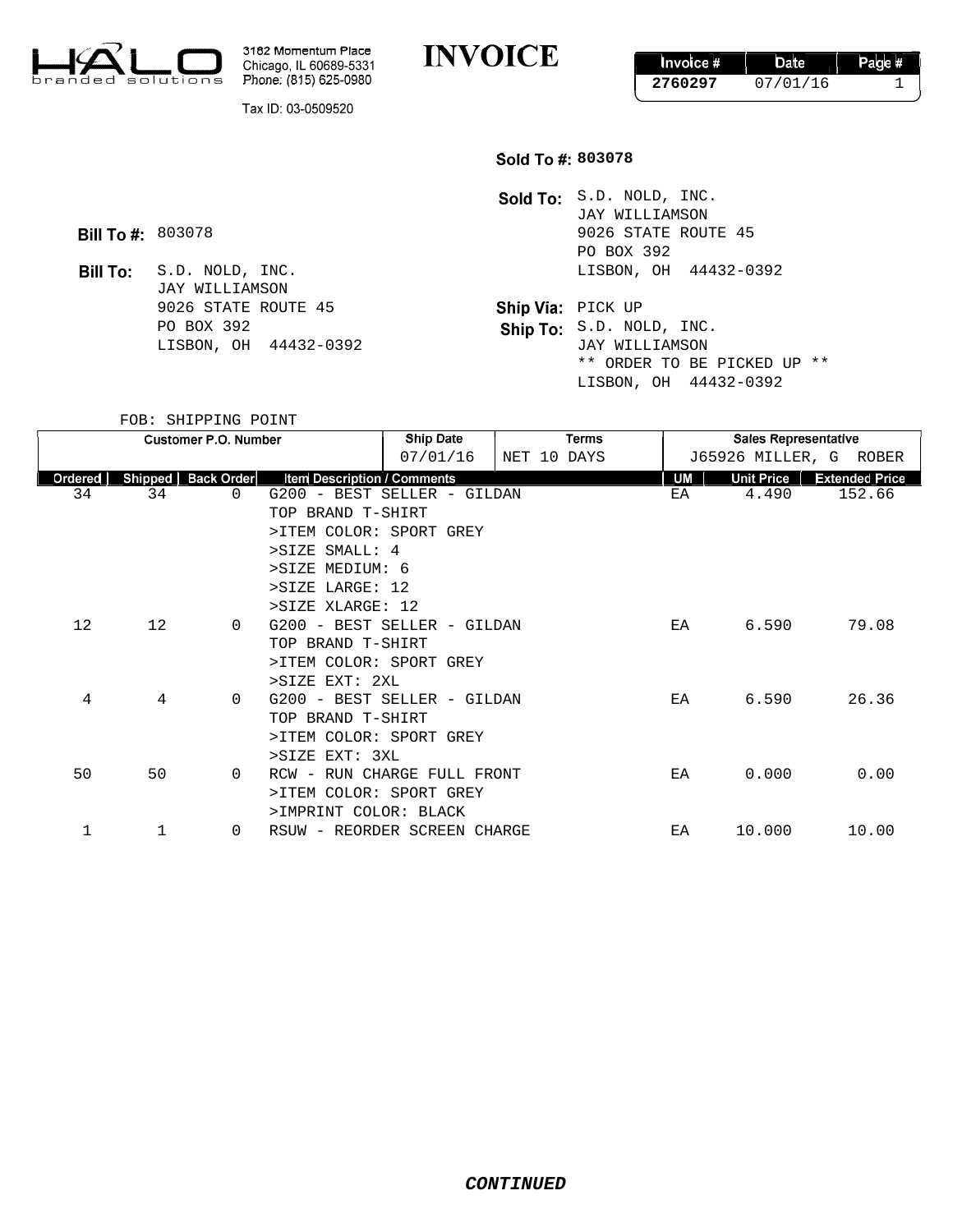HALO branded solutions

3182 Momentum Place
Chicago, IL 60689-5331
Phone: (815) 625-0980

Tax ID: 03-0509520

# INVOICE

| Invoice # | Date | Page # |
|---|---|---|
| 2760297 | 07/01/16 | 1 |

**Sold To #:** 803078

**Sold To:** S.D. NOLD, INC.
JAY WILLIAMSON
9026 STATE ROUTE 45
PO BOX 392
LISBON, OH 44432-0392

**Bill To #:** 803078

**Bill To:** S.D. NOLD, INC.
JAY WILLIAMSON
9026 STATE ROUTE 45
PO BOX 392
LISBON, OH 44432-0392

**Ship Via:** PICK UP

**Ship To:** S.D. NOLD, INC.
JAY WILLIAMSON
** ORDER TO BE PICKED UP **
LISBON, OH 44432-0392

FOB: SHIPPING POINT

| Customer P.O. Number | Ship Date | Terms | Sales Representative |
|---|---|---|---|
| | 07/01/16 | NET 10 DAYS | J65926 MILLER, G ROBER |

| Ordered | Shipped | Back Order | Item Description / Comments | UM | Unit Price | Extended Price |
|---|---|---|---|---|---|---|
| 34 | 34 | 0 | G200 - BEST SELLER - GILDAN TOP BRAND T-SHIRT >ITEM COLOR: SPORT GREY >SIZE SMALL: 4 >SIZE MEDIUM: 6 >SIZE LARGE: 12 >SIZE XLARGE: 12 | EA | 4.490 | 152.66 |
| 12 | 12 | 0 | G200 - BEST SELLER - GILDAN TOP BRAND T-SHIRT >ITEM COLOR: SPORT GREY >SIZE EXT: 2XL | EA | 6.590 | 79.08 |
| 4 | 4 | 0 | G200 - BEST SELLER - GILDAN TOP BRAND T-SHIRT >ITEM COLOR: SPORT GREY >SIZE EXT: 3XL | EA | 6.590 | 26.36 |
| 50 | 50 | 0 | RCW - RUN CHARGE FULL FRONT >ITEM COLOR: SPORT GREY >IMPRINT COLOR: BLACK | EA | 0.000 | 0.00 |
| 1 | 1 | 0 | RSUW - REORDER SCREEN CHARGE | EA | 10.000 | 10.00 |

***CONTINUED***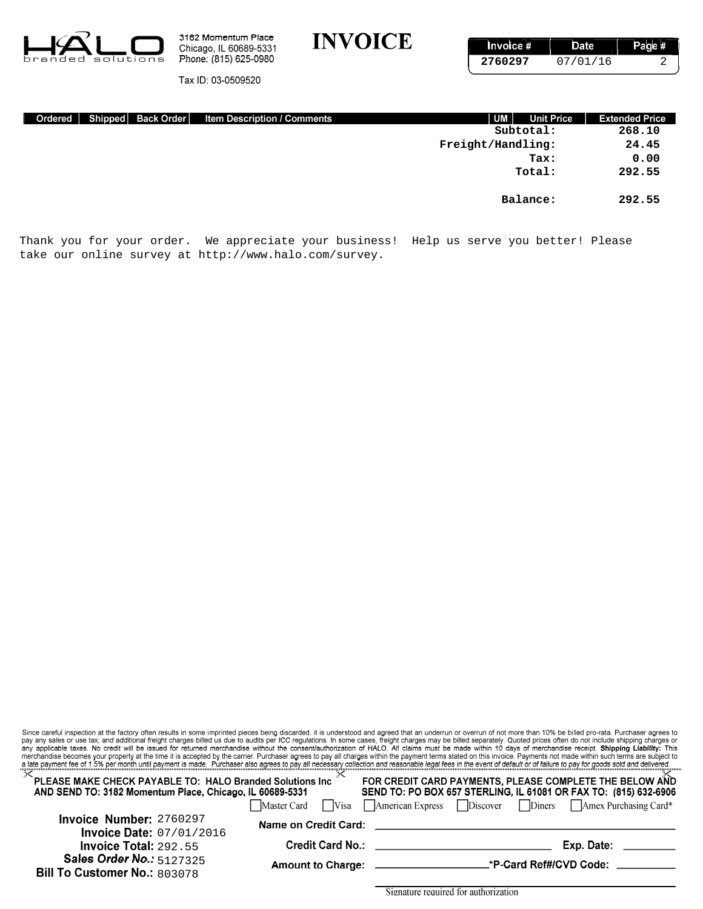**HALO** branded solutions

3182 Momentum Place
Chicago, IL 60689-5331
Phone: (815) 625-0980

Tax ID: 03-0509520

# INVOICE

| Invoice # | Date | Page # |
|---|---|---|
| 2760297 | 07/01/16 | 2 |

| Ordered | Shipped | Back Order | Item Description / Comments | UM | Unit Price | Extended Price |
|---|---|---|---|---|---|---|
| | | | | | Subtotal: | 268.10 |
| | | | | | Freight/Handling: | 24.45 |
| | | | | | Tax: | 0.00 |
| | | | | | Total: | 292.55 |
| | | | | | Balance: | 292.55 |

Thank you for your order. We appreciate your business! Help us serve you better! Please take our online survey at http://www.halo.com/survey.

Since careful inspection at the factory often results in some imprinted pieces being discarded, it is understood and agreed that an underrun or overrun of not more than 10% be billed pro-rata. Purchaser agrees to pay any sales or use tax, and additional freight charges billed us due to audits per ICC regulations. In some cases, freight charges may be billed separately. Quoted prices often do not include shipping charges or any applicable taxes. No credit will be issued for returned merchandise without the consent/authorization of HALO. All claims must be made within 10 days of merchandise receipt. **Shipping Liability:** This merchandise becomes your property at the time it is accepted by the carrier. Purchaser agrees to pay all charges within the payment terms stated on this invoice. Payments not made within such terms are subject to a late payment fee of 1.5% per month until payment is made. Purchaser also agrees to pay all necessary collection and reasonable legal fees in the event of default or of failure to pay for goods sold and delivered.

**PLEASE MAKE CHECK PAYABLE TO: HALO Branded Solutions Inc AND SEND TO: 3182 Momentum Place, Chicago, IL 60689-5331**

**Invoice Number:** 2760297
**Invoice Date:** 07/01/2016
**Invoice Total:** 292.55
**Sales Order No.:** 5127325
**Bill To Customer No.:** 803078

**FOR CREDIT CARD PAYMENTS, PLEASE COMPLETE THE BELOW AND SEND TO: PO BOX 657 STERLING, IL 61081 OR FAX TO: (815) 632-6906**

☐ Master Card ☐ Visa ☐ American Express ☐ Discover ☐ Diners ☐ Amex Purchasing Card*

**Name on Credit Card:** ____________________

**Credit Card No.:** ____________________ **Exp. Date:** ________

**Amount to Charge:** ____________________ **\*P-Card Ref#/CVD Code:** ________

Signature required for authorization